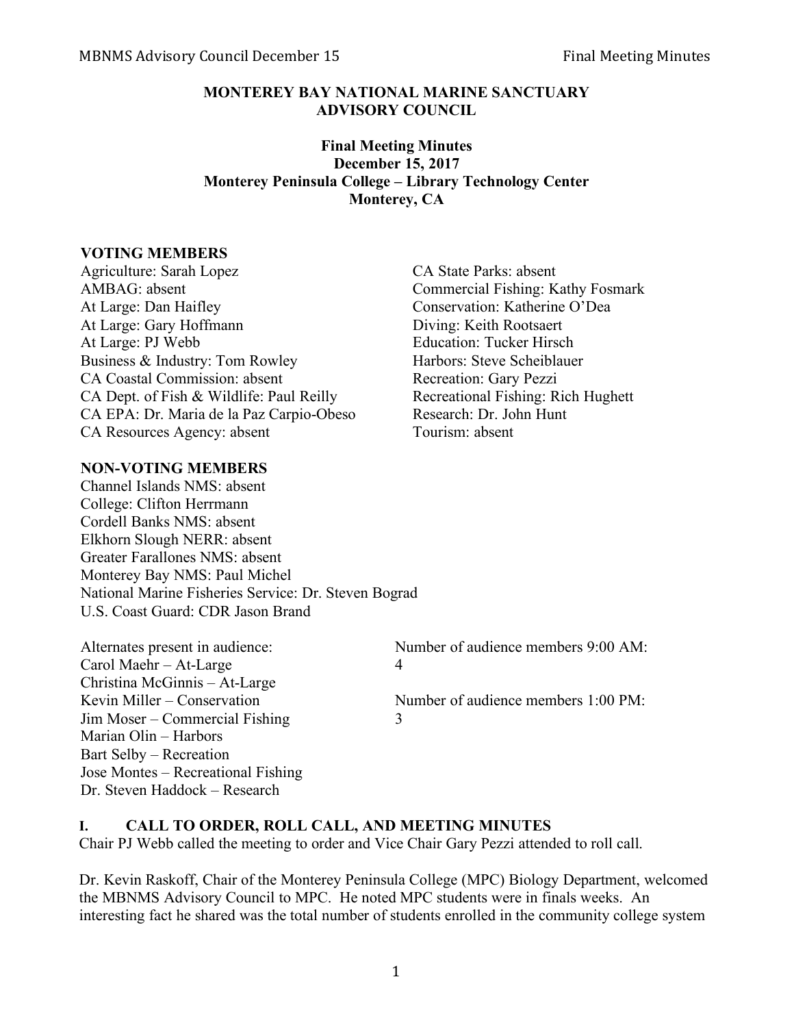**MONTEREY BAY NATIONAL MARINE SANCTUARY**
**ADVISORY COUNCIL**

**Final Meeting Minutes**
**December 15, 2017**
**Monterey Peninsula College – Library Technology Center**
**Monterey, CA**

**VOTING MEMBERS**

Agriculture: Sarah Lopez
AMBAG: absent
At Large: Dan Haifley
At Large: Gary Hoffmann
At Large: PJ Webb
Business & Industry: Tom Rowley
CA Coastal Commission: absent
CA Dept. of Fish & Wildlife: Paul Reilly
CA EPA: Dr. Maria de la Paz Carpio-Obeso
CA Resources Agency: absent
CA State Parks: absent
Commercial Fishing: Kathy Fosmark
Conservation: Katherine O'Dea
Diving: Keith Rootsaert
Education: Tucker Hirsch
Harbors: Steve Scheiblauer
Recreation: Gary Pezzi
Recreational Fishing: Rich Hughett
Research: Dr. John Hunt
Tourism: absent

**NON-VOTING MEMBERS**

Channel Islands NMS: absent
College: Clifton Herrmann
Cordell Banks NMS: absent
Elkhorn Slough NERR: absent
Greater Farallones NMS: absent
Monterey Bay NMS: Paul Michel
National Marine Fisheries Service: Dr. Steven Bograd
U.S. Coast Guard: CDR Jason Brand

Alternates present in audience:
Carol Maehr – At-Large
Christina McGinnis – At-Large
Kevin Miller – Conservation
Jim Moser – Commercial Fishing
Marian Olin – Harbors
Bart Selby – Recreation
Jose Montes – Recreational Fishing
Dr. Steven Haddock – Research

Number of audience members 9:00 AM: 4

Number of audience members 1:00 PM: 3

## I. CALL TO ORDER, ROLL CALL, AND MEETING MINUTES

Chair PJ Webb called the meeting to order and Vice Chair Gary Pezzi attended to roll call.

Dr. Kevin Raskoff, Chair of the Monterey Peninsula College (MPC) Biology Department, welcomed the MBNMS Advisory Council to MPC. He noted MPC students were in finals weeks. An interesting fact he shared was the total number of students enrolled in the community college system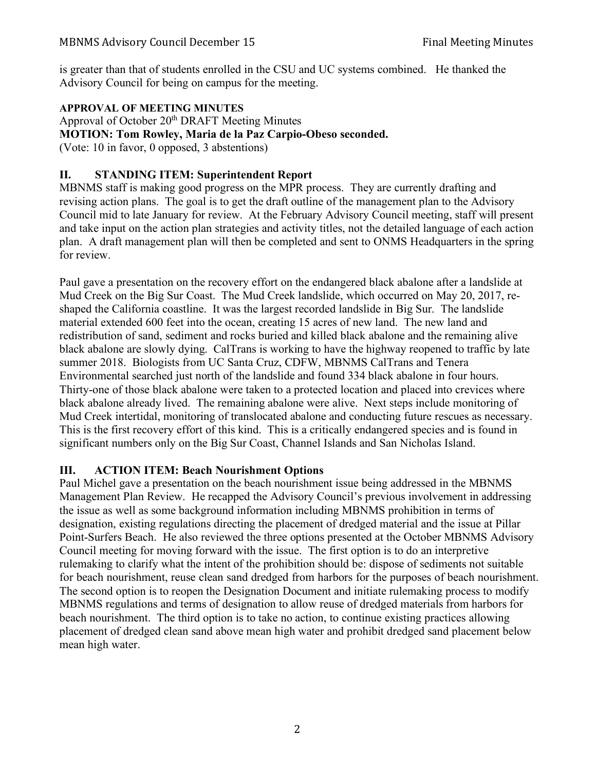is greater than that of students enrolled in the CSU and UC systems combined. He thanked the Advisory Council for being on campus for the meeting.

**APPROVAL OF MEETING MINUTES**

Approval of October 20th DRAFT Meeting Minutes

**MOTION: Tom Rowley, Maria de la Paz Carpio-Obeso seconded.**

(Vote: 10 in favor, 0 opposed, 3 abstentions)

## II. STANDING ITEM: Superintendent Report

MBNMS staff is making good progress on the MPR process. They are currently drafting and revising action plans. The goal is to get the draft outline of the management plan to the Advisory Council mid to late January for review. At the February Advisory Council meeting, staff will present and take input on the action plan strategies and activity titles, not the detailed language of each action plan. A draft management plan will then be completed and sent to ONMS Headquarters in the spring for review.

Paul gave a presentation on the recovery effort on the endangered black abalone after a landslide at Mud Creek on the Big Sur Coast. The Mud Creek landslide, which occurred on May 20, 2017, re-shaped the California coastline. It was the largest recorded landslide in Big Sur. The landslide material extended 600 feet into the ocean, creating 15 acres of new land. The new land and redistribution of sand, sediment and rocks buried and killed black abalone and the remaining alive black abalone are slowly dying. CalTrans is working to have the highway reopened to traffic by late summer 2018. Biologists from UC Santa Cruz, CDFW, MBNMS CalTrans and Tenera Environmental searched just north of the landslide and found 334 black abalone in four hours. Thirty-one of those black abalone were taken to a protected location and placed into crevices where black abalone already lived. The remaining abalone were alive. Next steps include monitoring of Mud Creek intertidal, monitoring of translocated abalone and conducting future rescues as necessary. This is the first recovery effort of this kind. This is a critically endangered species and is found in significant numbers only on the Big Sur Coast, Channel Islands and San Nicholas Island.

## III. ACTION ITEM: Beach Nourishment Options

Paul Michel gave a presentation on the beach nourishment issue being addressed in the MBNMS Management Plan Review. He recapped the Advisory Council's previous involvement in addressing the issue as well as some background information including MBNMS prohibition in terms of designation, existing regulations directing the placement of dredged material and the issue at Pillar Point-Surfers Beach. He also reviewed the three options presented at the October MBNMS Advisory Council meeting for moving forward with the issue. The first option is to do an interpretive rulemaking to clarify what the intent of the prohibition should be: dispose of sediments not suitable for beach nourishment, reuse clean sand dredged from harbors for the purposes of beach nourishment. The second option is to reopen the Designation Document and initiate rulemaking process to modify MBNMS regulations and terms of designation to allow reuse of dredged materials from harbors for beach nourishment. The third option is to take no action, to continue existing practices allowing placement of dredged clean sand above mean high water and prohibit dredged sand placement below mean high water.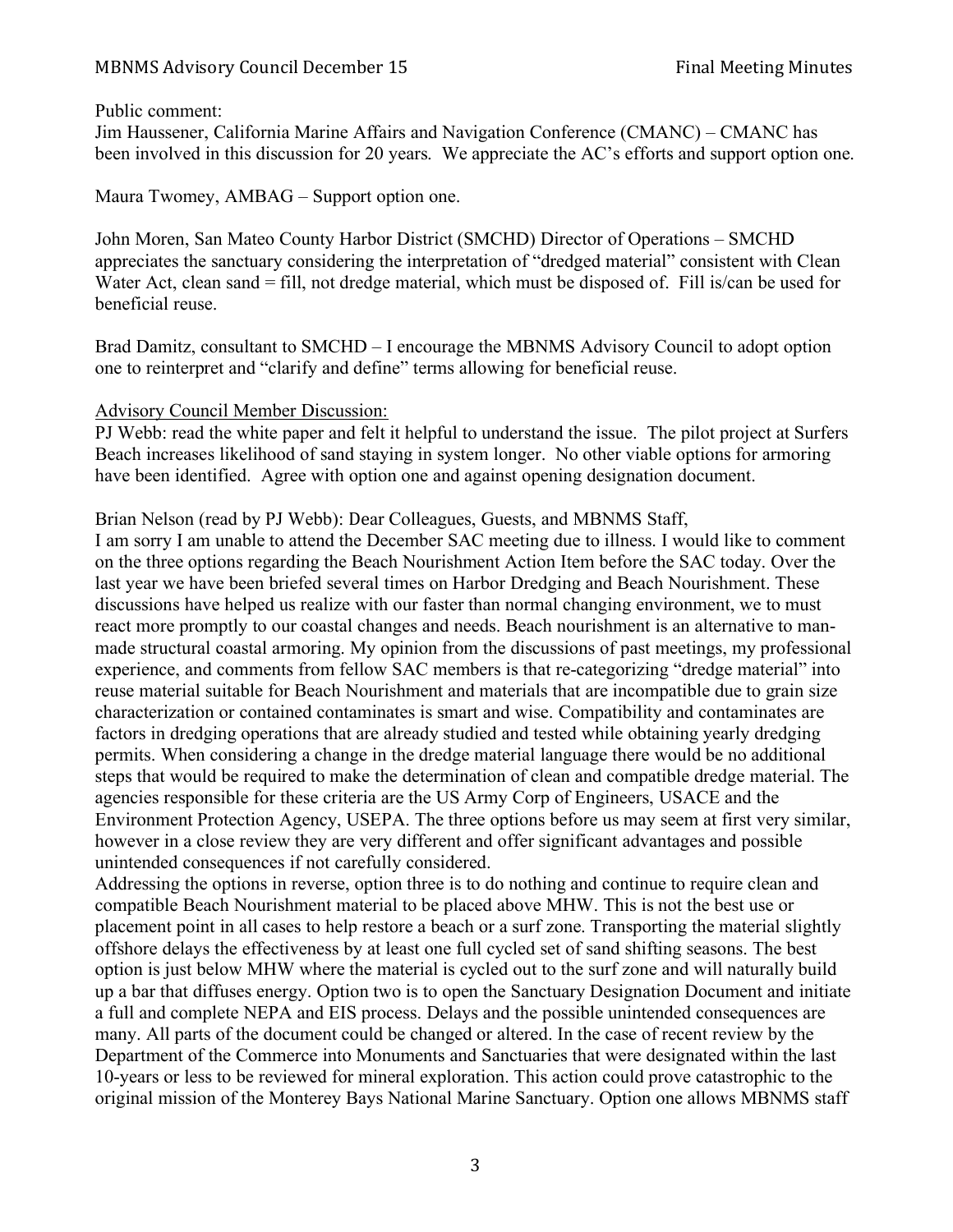Public comment:
Jim Haussener, California Marine Affairs and Navigation Conference (CMANC) – CMANC has been involved in this discussion for 20 years. We appreciate the AC's efforts and support option one.

Maura Twomey, AMBAG – Support option one.

John Moren, San Mateo County Harbor District (SMCHD) Director of Operations – SMCHD appreciates the sanctuary considering the interpretation of "dredged material" consistent with Clean Water Act, clean sand = fill, not dredge material, which must be disposed of. Fill is/can be used for beneficial reuse.

Brad Damitz, consultant to SMCHD – I encourage the MBNMS Advisory Council to adopt option one to reinterpret and "clarify and define" terms allowing for beneficial reuse.

Advisory Council Member Discussion:
PJ Webb: read the white paper and felt it helpful to understand the issue. The pilot project at Surfers Beach increases likelihood of sand staying in system longer. No other viable options for armoring have been identified. Agree with option one and against opening designation document.

Brian Nelson (read by PJ Webb): Dear Colleagues, Guests, and MBNMS Staff,
I am sorry I am unable to attend the December SAC meeting due to illness. I would like to comment on the three options regarding the Beach Nourishment Action Item before the SAC today. Over the last year we have been briefed several times on Harbor Dredging and Beach Nourishment. These discussions have helped us realize with our faster than normal changing environment, we to must react more promptly to our coastal changes and needs. Beach nourishment is an alternative to man-made structural coastal armoring. My opinion from the discussions of past meetings, my professional experience, and comments from fellow SAC members is that re-categorizing "dredge material" into reuse material suitable for Beach Nourishment and materials that are incompatible due to grain size characterization or contained contaminates is smart and wise. Compatibility and contaminates are factors in dredging operations that are already studied and tested while obtaining yearly dredging permits. When considering a change in the dredge material language there would be no additional steps that would be required to make the determination of clean and compatible dredge material. The agencies responsible for these criteria are the US Army Corp of Engineers, USACE and the Environment Protection Agency, USEPA. The three options before us may seem at first very similar, however in a close review they are very different and offer significant advantages and possible unintended consequences if not carefully considered.
Addressing the options in reverse, option three is to do nothing and continue to require clean and compatible Beach Nourishment material to be placed above MHW. This is not the best use or placement point in all cases to help restore a beach or a surf zone. Transporting the material slightly offshore delays the effectiveness by at least one full cycled set of sand shifting seasons. The best option is just below MHW where the material is cycled out to the surf zone and will naturally build up a bar that diffuses energy. Option two is to open the Sanctuary Designation Document and initiate a full and complete NEPA and EIS process. Delays and the possible unintended consequences are many. All parts of the document could be changed or altered. In the case of recent review by the Department of the Commerce into Monuments and Sanctuaries that were designated within the last 10-years or less to be reviewed for mineral exploration. This action could prove catastrophic to the original mission of the Monterey Bays National Marine Sanctuary. Option one allows MBNMS staff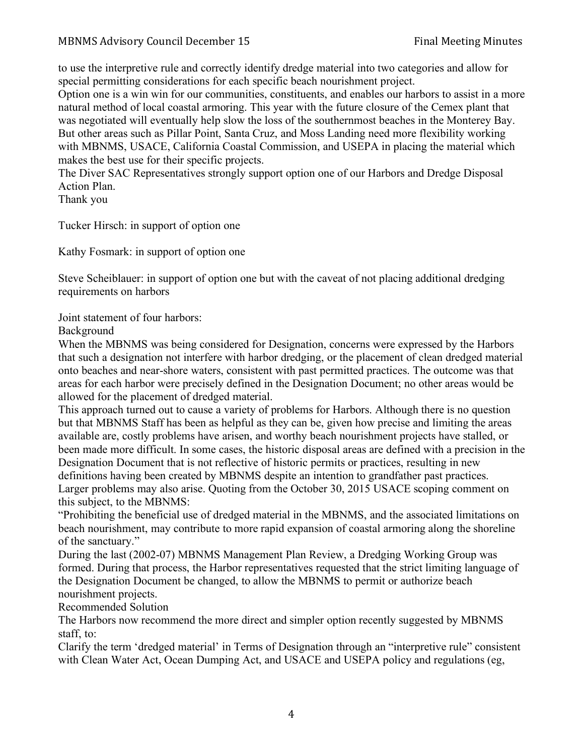to use the interpretive rule and correctly identify dredge material into two categories and allow for special permitting considerations for each specific beach nourishment project.

Option one is a win win for our communities, constituents, and enables our harbors to assist in a more natural method of local coastal armoring. This year with the future closure of the Cemex plant that was negotiated will eventually help slow the loss of the southernmost beaches in the Monterey Bay. But other areas such as Pillar Point, Santa Cruz, and Moss Landing need more flexibility working with MBNMS, USACE, California Coastal Commission, and USEPA in placing the material which makes the best use for their specific projects.

The Diver SAC Representatives strongly support option one of our Harbors and Dredge Disposal Action Plan.

Thank you

Tucker Hirsch: in support of option one

Kathy Fosmark: in support of option one

Steve Scheiblauer: in support of option one but with the caveat of not placing additional dredging requirements on harbors

Joint statement of four harbors:

Background

When the MBNMS was being considered for Designation, concerns were expressed by the Harbors that such a designation not interfere with harbor dredging, or the placement of clean dredged material onto beaches and near-shore waters, consistent with past permitted practices. The outcome was that areas for each harbor were precisely defined in the Designation Document; no other areas would be allowed for the placement of dredged material.

This approach turned out to cause a variety of problems for Harbors. Although there is no question but that MBNMS Staff has been as helpful as they can be, given how precise and limiting the areas available are, costly problems have arisen, and worthy beach nourishment projects have stalled, or been made more difficult. In some cases, the historic disposal areas are defined with a precision in the Designation Document that is not reflective of historic permits or practices, resulting in new definitions having been created by MBNMS despite an intention to grandfather past practices. Larger problems may also arise. Quoting from the October 30, 2015 USACE scoping comment on this subject, to the MBNMS:

"Prohibiting the beneficial use of dredged material in the MBNMS, and the associated limitations on beach nourishment, may contribute to more rapid expansion of coastal armoring along the shoreline of the sanctuary."

During the last (2002-07) MBNMS Management Plan Review, a Dredging Working Group was formed. During that process, the Harbor representatives requested that the strict limiting language of the Designation Document be changed, to allow the MBNMS to permit or authorize beach nourishment projects.

Recommended Solution

The Harbors now recommend the more direct and simpler option recently suggested by MBNMS staff, to:

Clarify the term 'dredged material' in Terms of Designation through an "interpretive rule" consistent with Clean Water Act, Ocean Dumping Act, and USACE and USEPA policy and regulations (eg,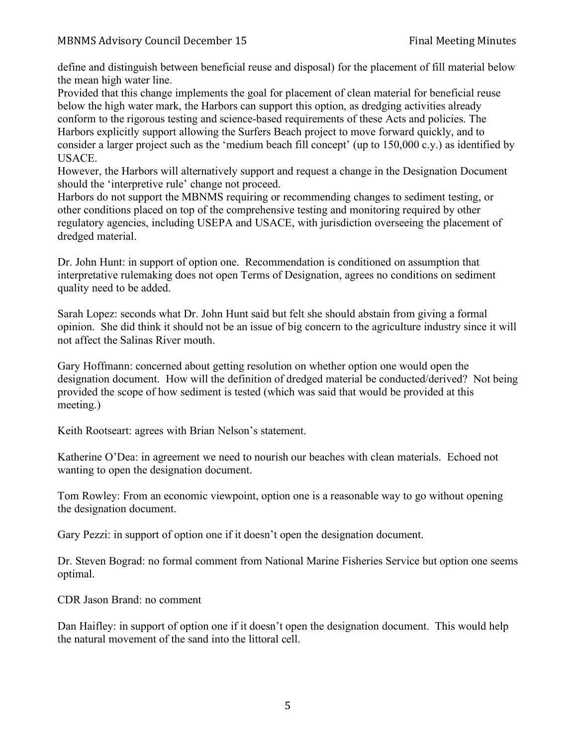define and distinguish between beneficial reuse and disposal) for the placement of fill material below the mean high water line.

Provided that this change implements the goal for placement of clean material for beneficial reuse below the high water mark, the Harbors can support this option, as dredging activities already conform to the rigorous testing and science-based requirements of these Acts and policies. The Harbors explicitly support allowing the Surfers Beach project to move forward quickly, and to consider a larger project such as the 'medium beach fill concept' (up to 150,000 c.y.) as identified by USACE.

However, the Harbors will alternatively support and request a change in the Designation Document should the 'interpretive rule' change not proceed.

Harbors do not support the MBNMS requiring or recommending changes to sediment testing, or other conditions placed on top of the comprehensive testing and monitoring required by other regulatory agencies, including USEPA and USACE, with jurisdiction overseeing the placement of dredged material.

Dr. John Hunt: in support of option one. Recommendation is conditioned on assumption that interpretative rulemaking does not open Terms of Designation, agrees no conditions on sediment quality need to be added.

Sarah Lopez: seconds what Dr. John Hunt said but felt she should abstain from giving a formal opinion. She did think it should not be an issue of big concern to the agriculture industry since it will not affect the Salinas River mouth.

Gary Hoffmann: concerned about getting resolution on whether option one would open the designation document. How will the definition of dredged material be conducted/derived? Not being provided the scope of how sediment is tested (which was said that would be provided at this meeting.)

Keith Rootseart: agrees with Brian Nelson's statement.

Katherine O'Dea: in agreement we need to nourish our beaches with clean materials. Echoed not wanting to open the designation document.

Tom Rowley: From an economic viewpoint, option one is a reasonable way to go without opening the designation document.

Gary Pezzi: in support of option one if it doesn't open the designation document.

Dr. Steven Bograd: no formal comment from National Marine Fisheries Service but option one seems optimal.

CDR Jason Brand: no comment

Dan Haifley: in support of option one if it doesn't open the designation document. This would help the natural movement of the sand into the littoral cell.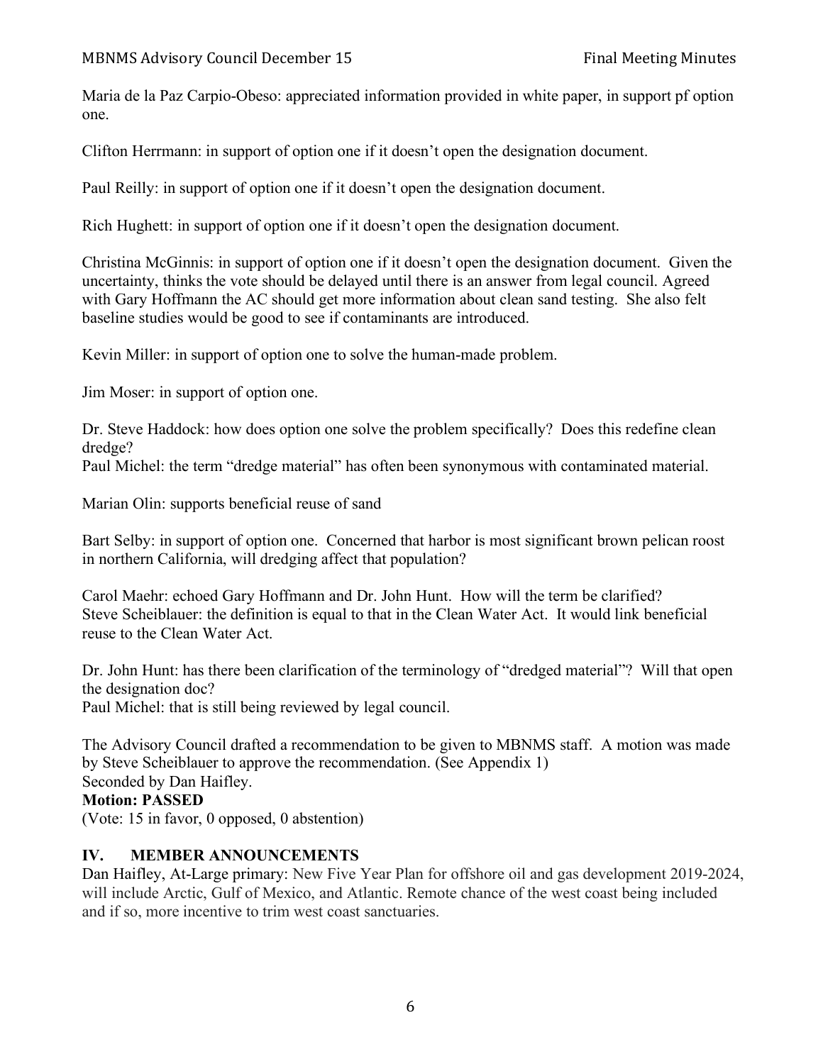Maria de la Paz Carpio-Obeso: appreciated information provided in white paper, in support pf option one.

Clifton Herrmann: in support of option one if it doesn't open the designation document.

Paul Reilly: in support of option one if it doesn't open the designation document.

Rich Hughett: in support of option one if it doesn't open the designation document.

Christina McGinnis: in support of option one if it doesn't open the designation document. Given the uncertainty, thinks the vote should be delayed until there is an answer from legal council. Agreed with Gary Hoffmann the AC should get more information about clean sand testing. She also felt baseline studies would be good to see if contaminants are introduced.

Kevin Miller: in support of option one to solve the human-made problem.

Jim Moser: in support of option one.

Dr. Steve Haddock: how does option one solve the problem specifically? Does this redefine clean dredge?
Paul Michel: the term "dredge material" has often been synonymous with contaminated material.

Marian Olin: supports beneficial reuse of sand

Bart Selby: in support of option one. Concerned that harbor is most significant brown pelican roost in northern California, will dredging affect that population?

Carol Maehr: echoed Gary Hoffmann and Dr. John Hunt. How will the term be clarified?
Steve Scheiblauer: the definition is equal to that in the Clean Water Act. It would link beneficial reuse to the Clean Water Act.

Dr. John Hunt: has there been clarification of the terminology of "dredged material"? Will that open the designation doc?
Paul Michel: that is still being reviewed by legal council.

The Advisory Council drafted a recommendation to be given to MBNMS staff. A motion was made by Steve Scheiblauer to approve the recommendation. (See Appendix 1)
Seconded by Dan Haifley.
**Motion: PASSED**
(Vote: 15 in favor, 0 opposed, 0 abstention)

## IV. MEMBER ANNOUNCEMENTS

Dan Haifley, At-Large primary: New Five Year Plan for offshore oil and gas development 2019-2024, will include Arctic, Gulf of Mexico, and Atlantic. Remote chance of the west coast being included and if so, more incentive to trim west coast sanctuaries.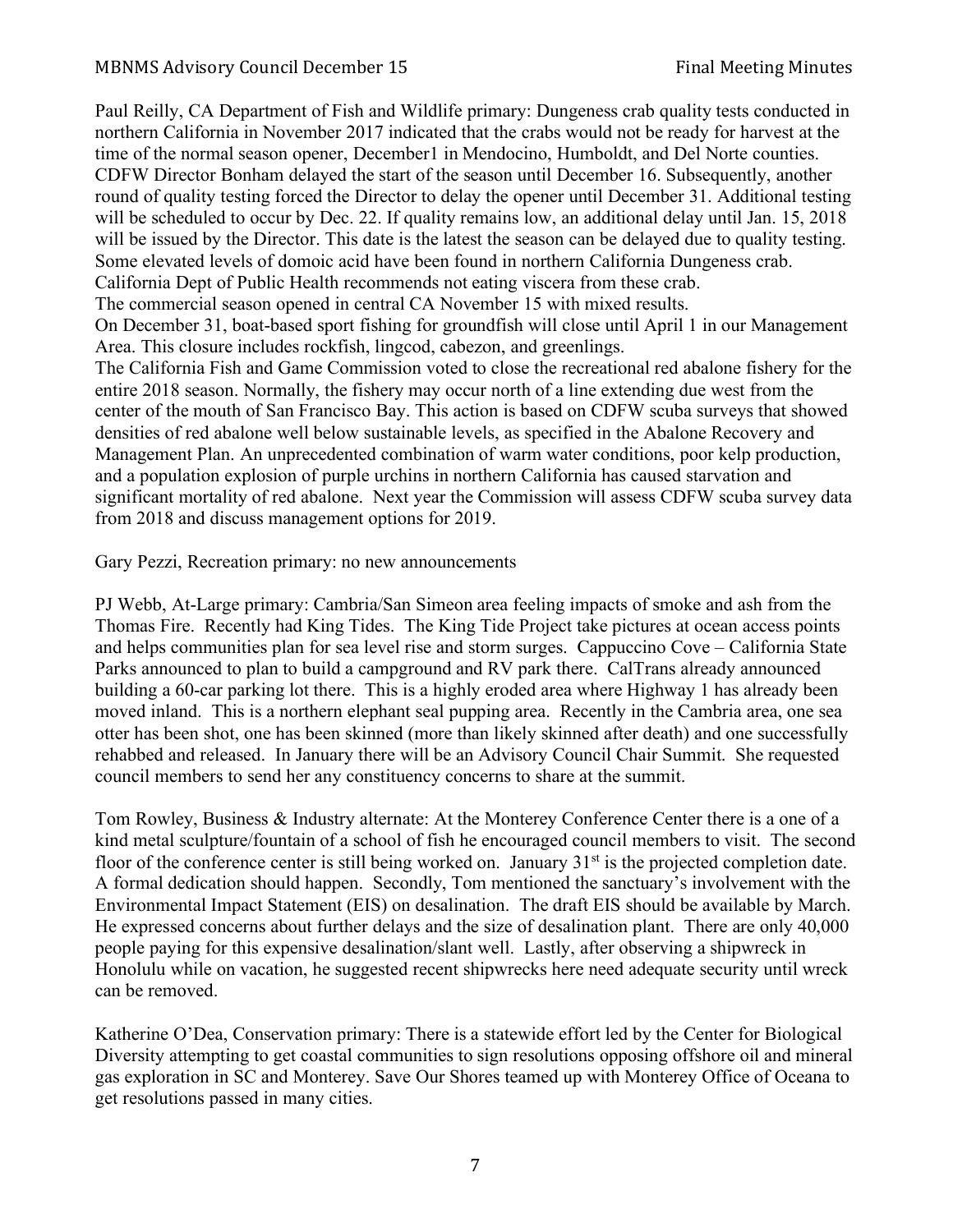Paul Reilly, CA Department of Fish and Wildlife primary: Dungeness crab quality tests conducted in northern California in November 2017 indicated that the crabs would not be ready for harvest at the time of the normal season opener, December1 in Mendocino, Humboldt, and Del Norte counties. CDFW Director Bonham delayed the start of the season until December 16. Subsequently, another round of quality testing forced the Director to delay the opener until December 31. Additional testing will be scheduled to occur by Dec. 22. If quality remains low, an additional delay until Jan. 15, 2018 will be issued by the Director. This date is the latest the season can be delayed due to quality testing. Some elevated levels of domoic acid have been found in northern California Dungeness crab. California Dept of Public Health recommends not eating viscera from these crab.
The commercial season opened in central CA November 15 with mixed results.
On December 31, boat-based sport fishing for groundfish will close until April 1 in our Management Area. This closure includes rockfish, lingcod, cabezon, and greenlings.
The California Fish and Game Commission voted to close the recreational red abalone fishery for the entire 2018 season. Normally, the fishery may occur north of a line extending due west from the center of the mouth of San Francisco Bay. This action is based on CDFW scuba surveys that showed densities of red abalone well below sustainable levels, as specified in the Abalone Recovery and Management Plan. An unprecedented combination of warm water conditions, poor kelp production, and a population explosion of purple urchins in northern California has caused starvation and significant mortality of red abalone. Next year the Commission will assess CDFW scuba survey data from 2018 and discuss management options for 2019.

Gary Pezzi, Recreation primary: no new announcements

PJ Webb, At-Large primary: Cambria/San Simeon area feeling impacts of smoke and ash from the Thomas Fire. Recently had King Tides. The King Tide Project take pictures at ocean access points and helps communities plan for sea level rise and storm surges. Cappuccino Cove – California State Parks announced to plan to build a campground and RV park there. CalTrans already announced building a 60-car parking lot there. This is a highly eroded area where Highway 1 has already been moved inland. This is a northern elephant seal pupping area. Recently in the Cambria area, one sea otter has been shot, one has been skinned (more than likely skinned after death) and one successfully rehabbed and released. In January there will be an Advisory Council Chair Summit. She requested council members to send her any constituency concerns to share at the summit.

Tom Rowley, Business & Industry alternate: At the Monterey Conference Center there is a one of a kind metal sculpture/fountain of a school of fish he encouraged council members to visit. The second floor of the conference center is still being worked on. January 31st is the projected completion date. A formal dedication should happen. Secondly, Tom mentioned the sanctuary's involvement with the Environmental Impact Statement (EIS) on desalination. The draft EIS should be available by March. He expressed concerns about further delays and the size of desalination plant. There are only 40,000 people paying for this expensive desalination/slant well. Lastly, after observing a shipwreck in Honolulu while on vacation, he suggested recent shipwrecks here need adequate security until wreck can be removed.

Katherine O'Dea, Conservation primary: There is a statewide effort led by the Center for Biological Diversity attempting to get coastal communities to sign resolutions opposing offshore oil and mineral gas exploration in SC and Monterey. Save Our Shores teamed up with Monterey Office of Oceana to get resolutions passed in many cities.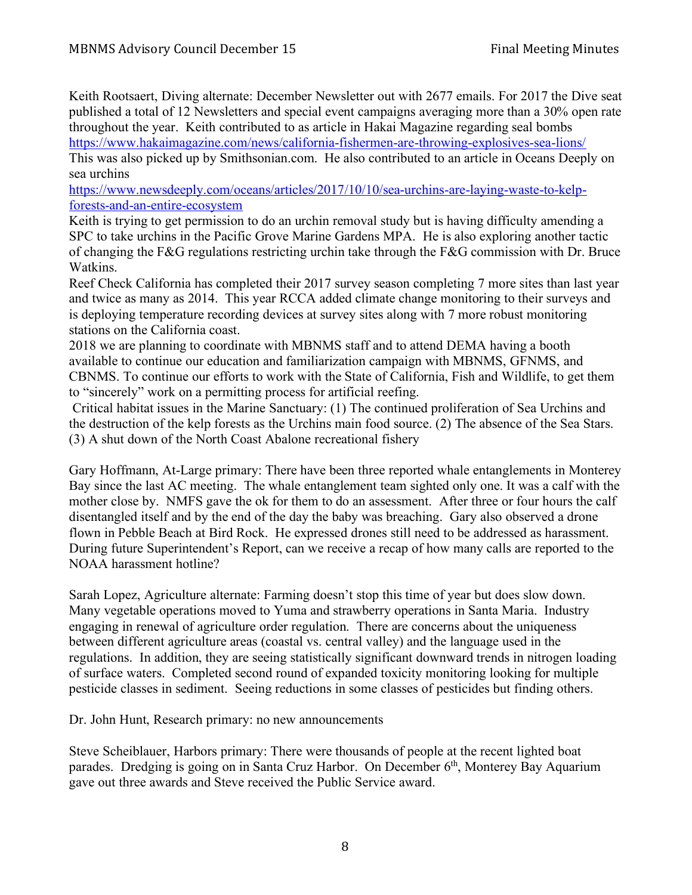Keith Rootsaert, Diving alternate: December Newsletter out with 2677 emails. For 2017 the Dive seat published a total of 12 Newsletters and special event campaigns averaging more than a 30% open rate throughout the year. Keith contributed to as article in Hakai Magazine regarding seal bombs https://www.hakaimagazine.com/news/california-fishermen-are-throwing-explosives-sea-lions/
This was also picked up by Smithsonian.com. He also contributed to an article in Oceans Deeply on sea urchins
https://www.newsdeeply.com/oceans/articles/2017/10/10/sea-urchins-are-laying-waste-to-kelp-forests-and-an-entire-ecosystem
Keith is trying to get permission to do an urchin removal study but is having difficulty amending a SPC to take urchins in the Pacific Grove Marine Gardens MPA. He is also exploring another tactic of changing the F&G regulations restricting urchin take through the F&G commission with Dr. Bruce Watkins.
Reef Check California has completed their 2017 survey season completing 7 more sites than last year and twice as many as 2014. This year RCCA added climate change monitoring to their surveys and is deploying temperature recording devices at survey sites along with 7 more robust monitoring stations on the California coast.
2018 we are planning to coordinate with MBNMS staff and to attend DEMA having a booth available to continue our education and familiarization campaign with MBNMS, GFNMS, and CBNMS. To continue our efforts to work with the State of California, Fish and Wildlife, to get them to "sincerely" work on a permitting process for artificial reefing.
Critical habitat issues in the Marine Sanctuary: (1) The continued proliferation of Sea Urchins and the destruction of the kelp forests as the Urchins main food source. (2) The absence of the Sea Stars. (3) A shut down of the North Coast Abalone recreational fishery

Gary Hoffmann, At-Large primary: There have been three reported whale entanglements in Monterey Bay since the last AC meeting. The whale entanglement team sighted only one. It was a calf with the mother close by. NMFS gave the ok for them to do an assessment. After three or four hours the calf disentangled itself and by the end of the day the baby was breaching. Gary also observed a drone flown in Pebble Beach at Bird Rock. He expressed drones still need to be addressed as harassment. During future Superintendent's Report, can we receive a recap of how many calls are reported to the NOAA harassment hotline?

Sarah Lopez, Agriculture alternate: Farming doesn't stop this time of year but does slow down. Many vegetable operations moved to Yuma and strawberry operations in Santa Maria. Industry engaging in renewal of agriculture order regulation. There are concerns about the uniqueness between different agriculture areas (coastal vs. central valley) and the language used in the regulations. In addition, they are seeing statistically significant downward trends in nitrogen loading of surface waters. Completed second round of expanded toxicity monitoring looking for multiple pesticide classes in sediment. Seeing reductions in some classes of pesticides but finding others.

Dr. John Hunt, Research primary: no new announcements

Steve Scheiblauer, Harbors primary: There were thousands of people at the recent lighted boat parades. Dredging is going on in Santa Cruz Harbor. On December 6th, Monterey Bay Aquarium gave out three awards and Steve received the Public Service award.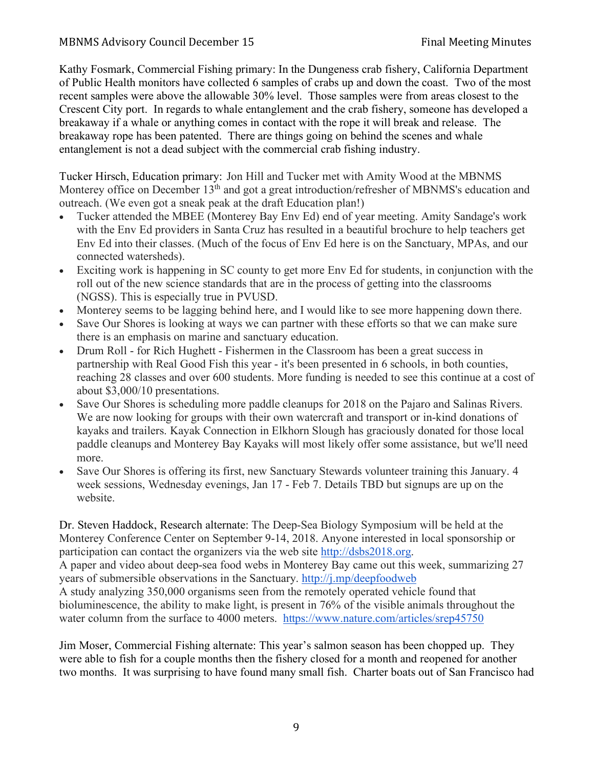Kathy Fosmark, Commercial Fishing primary: In the Dungeness crab fishery, California Department of Public Health monitors have collected 6 samples of crabs up and down the coast. Two of the most recent samples were above the allowable 30% level. Those samples were from areas closest to the Crescent City port. In regards to whale entanglement and the crab fishery, someone has developed a breakaway if a whale or anything comes in contact with the rope it will break and release. The breakaway rope has been patented. There are things going on behind the scenes and whale entanglement is not a dead subject with the commercial crab fishing industry.

Tucker Hirsch, Education primary: Jon Hill and Tucker met with Amity Wood at the MBNMS Monterey office on December 13th and got a great introduction/refresher of MBNMS's education and outreach. (We even got a sneak peak at the draft Education plan!)

- Tucker attended the MBEE (Monterey Bay Env Ed) end of year meeting. Amity Sandage's work with the Env Ed providers in Santa Cruz has resulted in a beautiful brochure to help teachers get Env Ed into their classes. (Much of the focus of Env Ed here is on the Sanctuary, MPAs, and our connected watersheds).
- Exciting work is happening in SC county to get more Env Ed for students, in conjunction with the roll out of the new science standards that are in the process of getting into the classrooms (NGSS). This is especially true in PVUSD.
- Monterey seems to be lagging behind here, and I would like to see more happening down there.
- Save Our Shores is looking at ways we can partner with these efforts so that we can make sure there is an emphasis on marine and sanctuary education.
- Drum Roll - for Rich Hughett - Fishermen in the Classroom has been a great success in partnership with Real Good Fish this year - it's been presented in 6 schools, in both counties, reaching 28 classes and over 600 students. More funding is needed to see this continue at a cost of about $3,000/10 presentations.
- Save Our Shores is scheduling more paddle cleanups for 2018 on the Pajaro and Salinas Rivers. We are now looking for groups with their own watercraft and transport or in-kind donations of kayaks and trailers. Kayak Connection in Elkhorn Slough has graciously donated for those local paddle cleanups and Monterey Bay Kayaks will most likely offer some assistance, but we'll need more.
- Save Our Shores is offering its first, new Sanctuary Stewards volunteer training this January. 4 week sessions, Wednesday evenings, Jan 17 - Feb 7. Details TBD but signups are up on the website.

Dr. Steven Haddock, Research alternate: The Deep-Sea Biology Symposium will be held at the Monterey Conference Center on September 9-14, 2018. Anyone interested in local sponsorship or participation can contact the organizers via the web site http://dsbs2018.org.
A paper and video about deep-sea food webs in Monterey Bay came out this week, summarizing 27 years of submersible observations in the Sanctuary. http://j.mp/deepfoodweb
A study analyzing 350,000 organisms seen from the remotely operated vehicle found that bioluminescence, the ability to make light, is present in 76% of the visible animals throughout the water column from the surface to 4000 meters. https://www.nature.com/articles/srep45750

Jim Moser, Commercial Fishing alternate: This year's salmon season has been chopped up. They were able to fish for a couple months then the fishery closed for a month and reopened for another two months. It was surprising to have found many small fish. Charter boats out of San Francisco had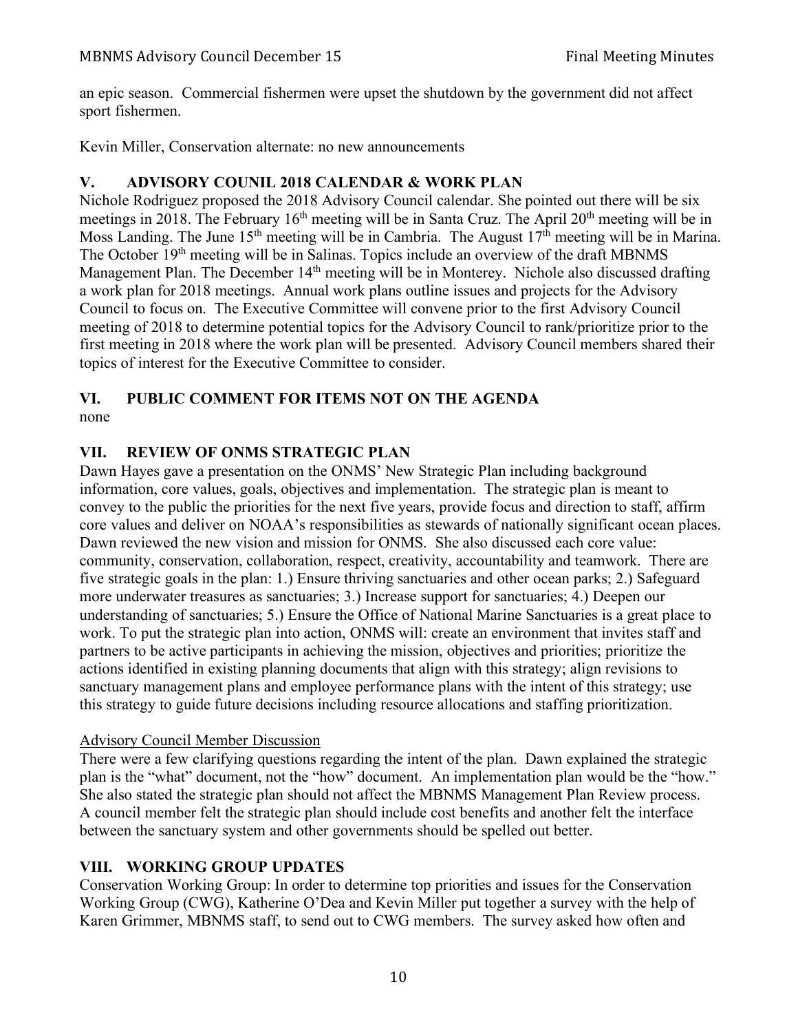an epic season. Commercial fishermen were upset the shutdown by the government did not affect sport fishermen.

Kevin Miller, Conservation alternate: no new announcements

## V. ADVISORY COUNIL 2018 CALENDAR & WORK PLAN

Nichole Rodriguez proposed the 2018 Advisory Council calendar. She pointed out there will be six meetings in 2018. The February 16th meeting will be in Santa Cruz. The April 20th meeting will be in Moss Landing. The June 15th meeting will be in Cambria. The August 17th meeting will be in Marina. The October 19th meeting will be in Salinas. Topics include an overview of the draft MBNMS Management Plan. The December 14th meeting will be in Monterey. Nichole also discussed drafting a work plan for 2018 meetings. Annual work plans outline issues and projects for the Advisory Council to focus on. The Executive Committee will convene prior to the first Advisory Council meeting of 2018 to determine potential topics for the Advisory Council to rank/prioritize prior to the first meeting in 2018 where the work plan will be presented. Advisory Council members shared their topics of interest for the Executive Committee to consider.

## VI. PUBLIC COMMENT FOR ITEMS NOT ON THE AGENDA

none

## VII. REVIEW OF ONMS STRATEGIC PLAN

Dawn Hayes gave a presentation on the ONMS' New Strategic Plan including background information, core values, goals, objectives and implementation. The strategic plan is meant to convey to the public the priorities for the next five years, provide focus and direction to staff, affirm core values and deliver on NOAA's responsibilities as stewards of nationally significant ocean places. Dawn reviewed the new vision and mission for ONMS. She also discussed each core value: community, conservation, collaboration, respect, creativity, accountability and teamwork. There are five strategic goals in the plan: 1.) Ensure thriving sanctuaries and other ocean parks; 2.) Safeguard more underwater treasures as sanctuaries; 3.) Increase support for sanctuaries; 4.) Deepen our understanding of sanctuaries; 5.) Ensure the Office of National Marine Sanctuaries is a great place to work. To put the strategic plan into action, ONMS will: create an environment that invites staff and partners to be active participants in achieving the mission, objectives and priorities; prioritize the actions identified in existing planning documents that align with this strategy; align revisions to sanctuary management plans and employee performance plans with the intent of this strategy; use this strategy to guide future decisions including resource allocations and staffing prioritization.

### Advisory Council Member Discussion

There were a few clarifying questions regarding the intent of the plan. Dawn explained the strategic plan is the "what" document, not the "how" document. An implementation plan would be the "how." She also stated the strategic plan should not affect the MBNMS Management Plan Review process. A council member felt the strategic plan should include cost benefits and another felt the interface between the sanctuary system and other governments should be spelled out better.

## VIII. WORKING GROUP UPDATES

Conservation Working Group: In order to determine top priorities and issues for the Conservation Working Group (CWG), Katherine O'Dea and Kevin Miller put together a survey with the help of Karen Grimmer, MBNMS staff, to send out to CWG members. The survey asked how often and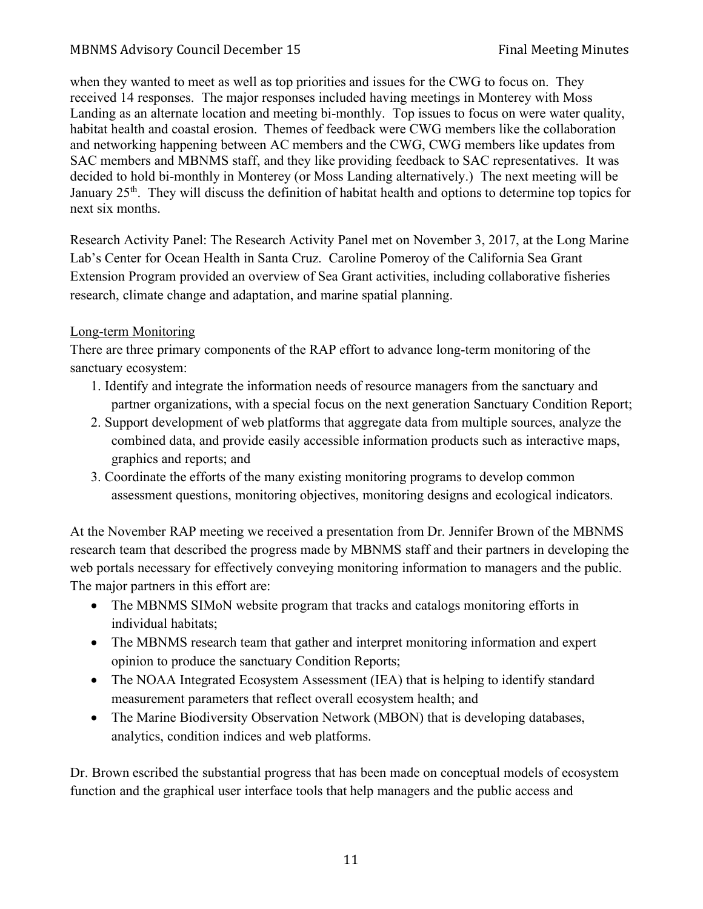when they wanted to meet as well as top priorities and issues for the CWG to focus on. They received 14 responses. The major responses included having meetings in Monterey with Moss Landing as an alternate location and meeting bi-monthly. Top issues to focus on were water quality, habitat health and coastal erosion. Themes of feedback were CWG members like the collaboration and networking happening between AC members and the CWG, CWG members like updates from SAC members and MBNMS staff, and they like providing feedback to SAC representatives. It was decided to hold bi-monthly in Monterey (or Moss Landing alternatively.) The next meeting will be January 25th. They will discuss the definition of habitat health and options to determine top topics for next six months.

Research Activity Panel: The Research Activity Panel met on November 3, 2017, at the Long Marine Lab's Center for Ocean Health in Santa Cruz. Caroline Pomeroy of the California Sea Grant Extension Program provided an overview of Sea Grant activities, including collaborative fisheries research, climate change and adaptation, and marine spatial planning.

Long-term Monitoring

There are three primary components of the RAP effort to advance long-term monitoring of the sanctuary ecosystem:

1. Identify and integrate the information needs of resource managers from the sanctuary and partner organizations, with a special focus on the next generation Sanctuary Condition Report;
2. Support development of web platforms that aggregate data from multiple sources, analyze the combined data, and provide easily accessible information products such as interactive maps, graphics and reports; and
3. Coordinate the efforts of the many existing monitoring programs to develop common assessment questions, monitoring objectives, monitoring designs and ecological indicators.

At the November RAP meeting we received a presentation from Dr. Jennifer Brown of the MBNMS research team that described the progress made by MBNMS staff and their partners in developing the web portals necessary for effectively conveying monitoring information to managers and the public. The major partners in this effort are:

- The MBNMS SIMoN website program that tracks and catalogs monitoring efforts in individual habitats;
- The MBNMS research team that gather and interpret monitoring information and expert opinion to produce the sanctuary Condition Reports;
- The NOAA Integrated Ecosystem Assessment (IEA) that is helping to identify standard measurement parameters that reflect overall ecosystem health; and
- The Marine Biodiversity Observation Network (MBON) that is developing databases, analytics, condition indices and web platforms.

Dr. Brown escribed the substantial progress that has been made on conceptual models of ecosystem function and the graphical user interface tools that help managers and the public access and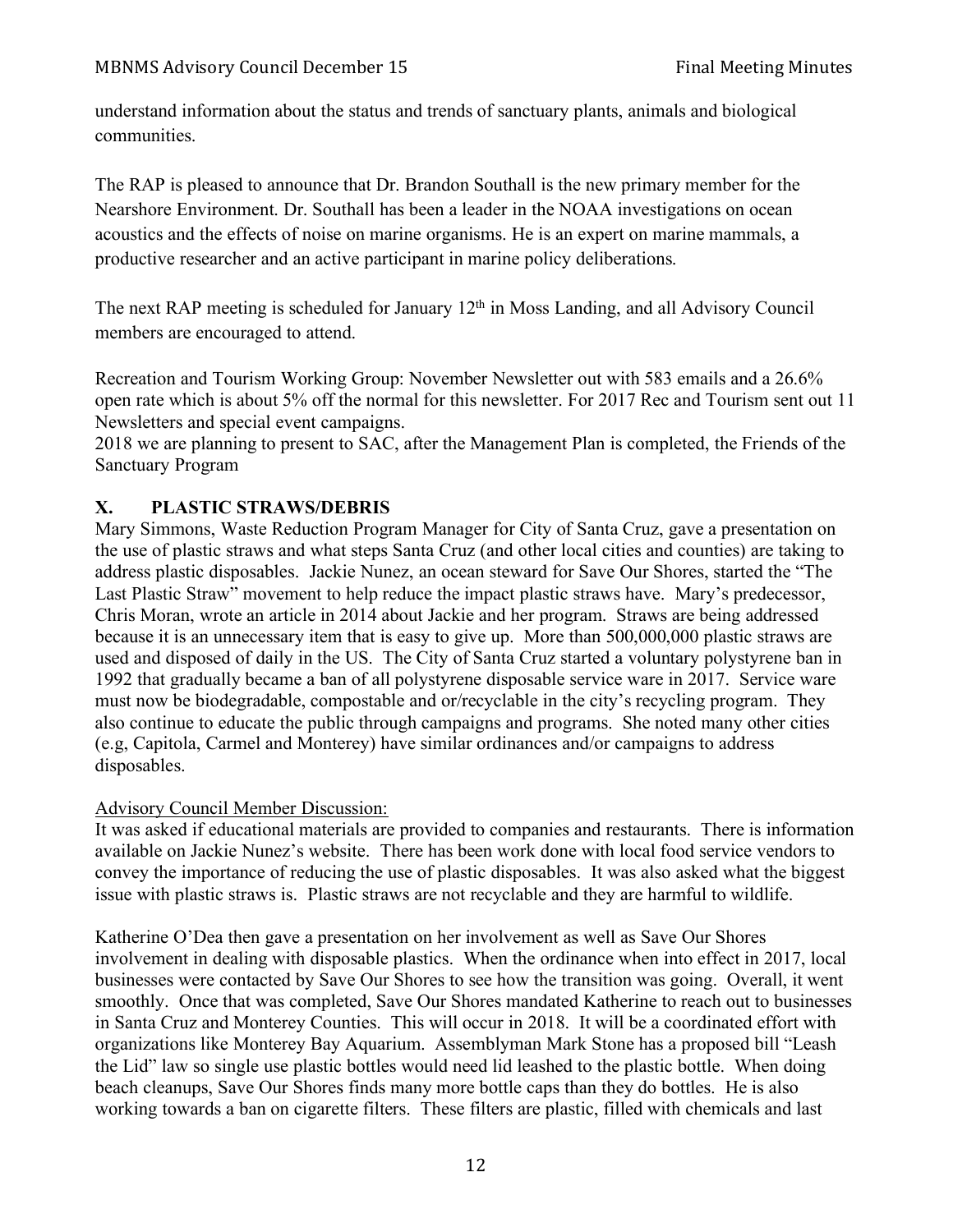understand information about the status and trends of sanctuary plants, animals and biological communities.

The RAP is pleased to announce that Dr. Brandon Southall is the new primary member for the Nearshore Environment. Dr. Southall has been a leader in the NOAA investigations on ocean acoustics and the effects of noise on marine organisms. He is an expert on marine mammals, a productive researcher and an active participant in marine policy deliberations.

The next RAP meeting is scheduled for January 12th in Moss Landing, and all Advisory Council members are encouraged to attend.

Recreation and Tourism Working Group: November Newsletter out with 583 emails and a 26.6% open rate which is about 5% off the normal for this newsletter. For 2017 Rec and Tourism sent out 11 Newsletters and special event campaigns.
2018 we are planning to present to SAC, after the Management Plan is completed, the Friends of the Sanctuary Program

## X. PLASTIC STRAWS/DEBRIS

Mary Simmons, Waste Reduction Program Manager for City of Santa Cruz, gave a presentation on the use of plastic straws and what steps Santa Cruz (and other local cities and counties) are taking to address plastic disposables. Jackie Nunez, an ocean steward for Save Our Shores, started the "The Last Plastic Straw" movement to help reduce the impact plastic straws have. Mary's predecessor, Chris Moran, wrote an article in 2014 about Jackie and her program. Straws are being addressed because it is an unnecessary item that is easy to give up. More than 500,000,000 plastic straws are used and disposed of daily in the US. The City of Santa Cruz started a voluntary polystyrene ban in 1992 that gradually became a ban of all polystyrene disposable service ware in 2017. Service ware must now be biodegradable, compostable and or/recyclable in the city's recycling program. They also continue to educate the public through campaigns and programs. She noted many other cities (e.g, Capitola, Carmel and Monterey) have similar ordinances and/or campaigns to address disposables.

Advisory Council Member Discussion:
It was asked if educational materials are provided to companies and restaurants. There is information available on Jackie Nunez's website. There has been work done with local food service vendors to convey the importance of reducing the use of plastic disposables. It was also asked what the biggest issue with plastic straws is. Plastic straws are not recyclable and they are harmful to wildlife.

Katherine O'Dea then gave a presentation on her involvement as well as Save Our Shores involvement in dealing with disposable plastics. When the ordinance when into effect in 2017, local businesses were contacted by Save Our Shores to see how the transition was going. Overall, it went smoothly. Once that was completed, Save Our Shores mandated Katherine to reach out to businesses in Santa Cruz and Monterey Counties. This will occur in 2018. It will be a coordinated effort with organizations like Monterey Bay Aquarium. Assemblyman Mark Stone has a proposed bill "Leash the Lid" law so single use plastic bottles would need lid leashed to the plastic bottle. When doing beach cleanups, Save Our Shores finds many more bottle caps than they do bottles. He is also working towards a ban on cigarette filters. These filters are plastic, filled with chemicals and last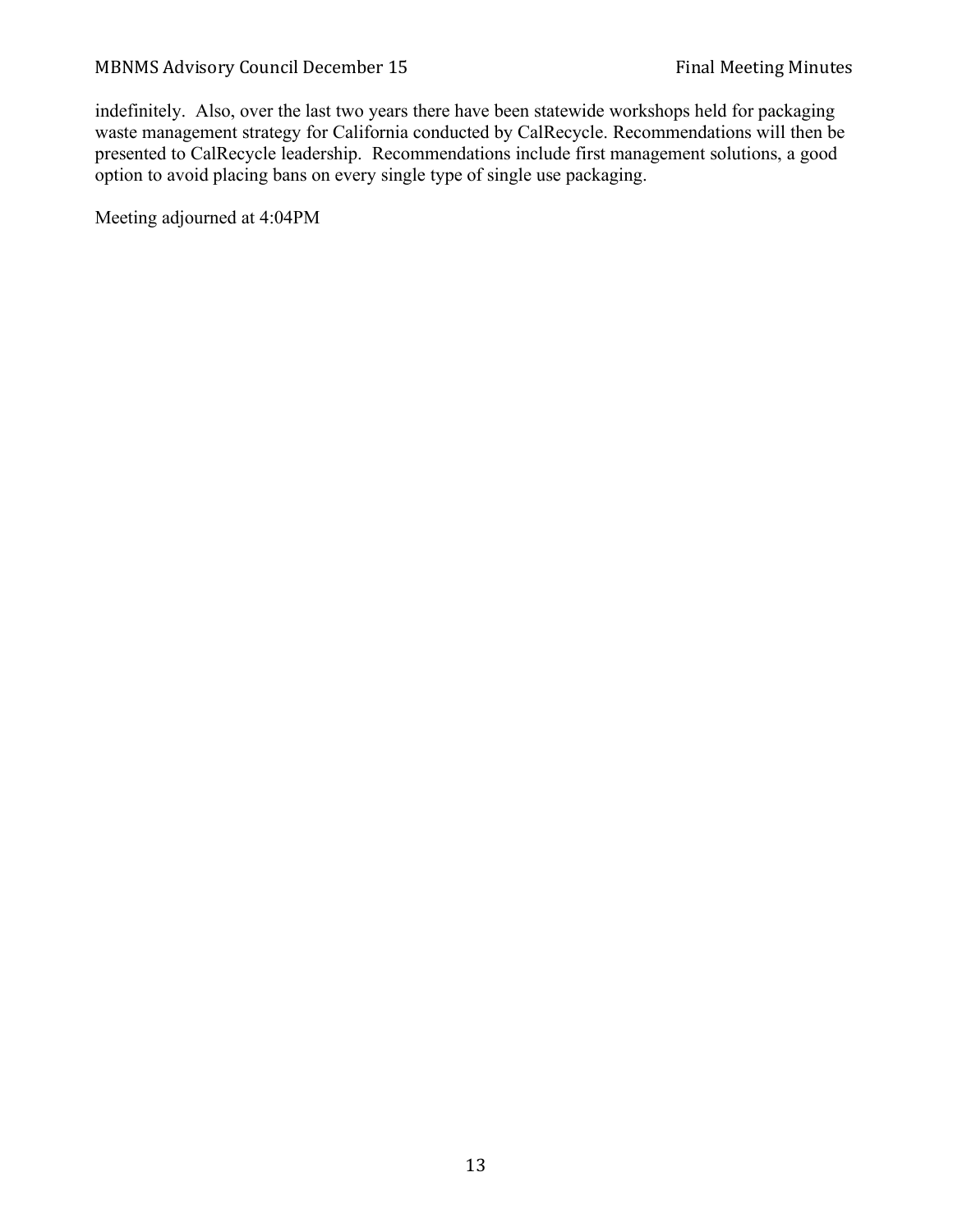indefinitely. Also, over the last two years there have been statewide workshops held for packaging waste management strategy for California conducted by CalRecycle. Recommendations will then be presented to CalRecycle leadership. Recommendations include first management solutions, a good option to avoid placing bans on every single type of single use packaging.

Meeting adjourned at 4:04PM